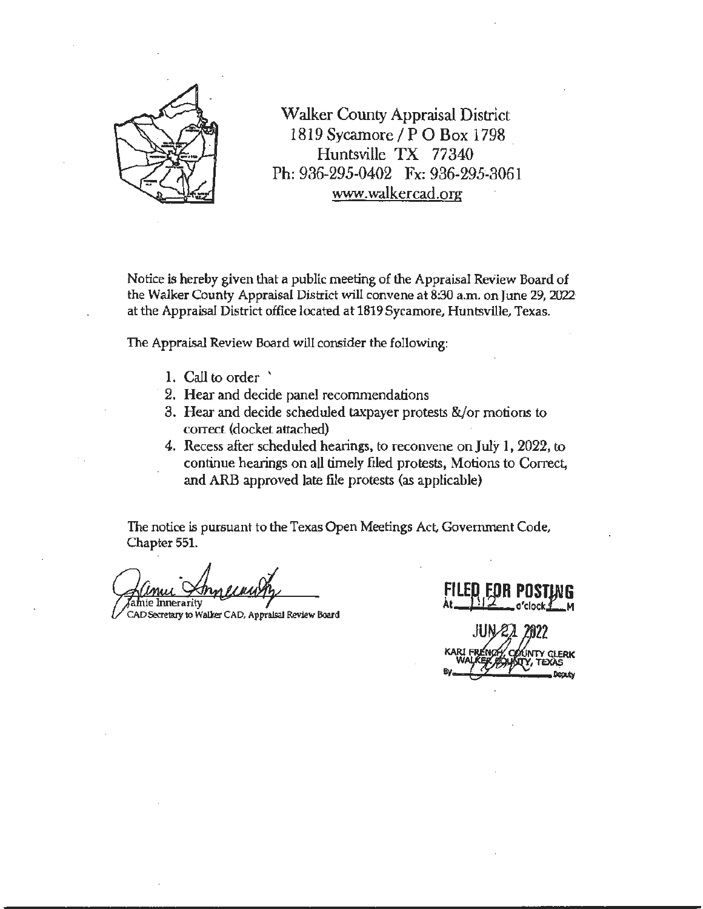Walker County Appraisal District
1819 Sycamore / P O Box 1798
Huntsville TX 77340
Ph: 936-295-0402 Fx: 936-295-3061
www.walkercad.org

Notice is hereby given that a public meeting of the Appraisal Review Board of the Walker County Appraisal District will convene at 8:30 a.m. on June 29, 2022 at the Appraisal District office located at 1819 Sycamore, Huntsville, Texas.

The Appraisal Review Board will consider the following:

1. Call to order
2. Hear and decide panel recommendations
3. Hear and decide scheduled taxpayer protests &/or motions to correct (docket attached)
4. Recess after scheduled hearings, to reconvene on July 1, 2022, to continue hearings on all timely filed protests, Motions to Correct, and ARB approved late file protests (as applicable)

The notice is pursuant to the Texas Open Meetings Act, Government Code, Chapter 551.

Jamie Innerarity
CAD Secretary to Walker CAD, Appraisal Review Board

FILED FOR POSTING
At 1:12 o'clock P M

JUN 21 2022
KARI FRENCH, COUNTY CLERK
WALKER COUNTY, TEXAS
By __________ Deputy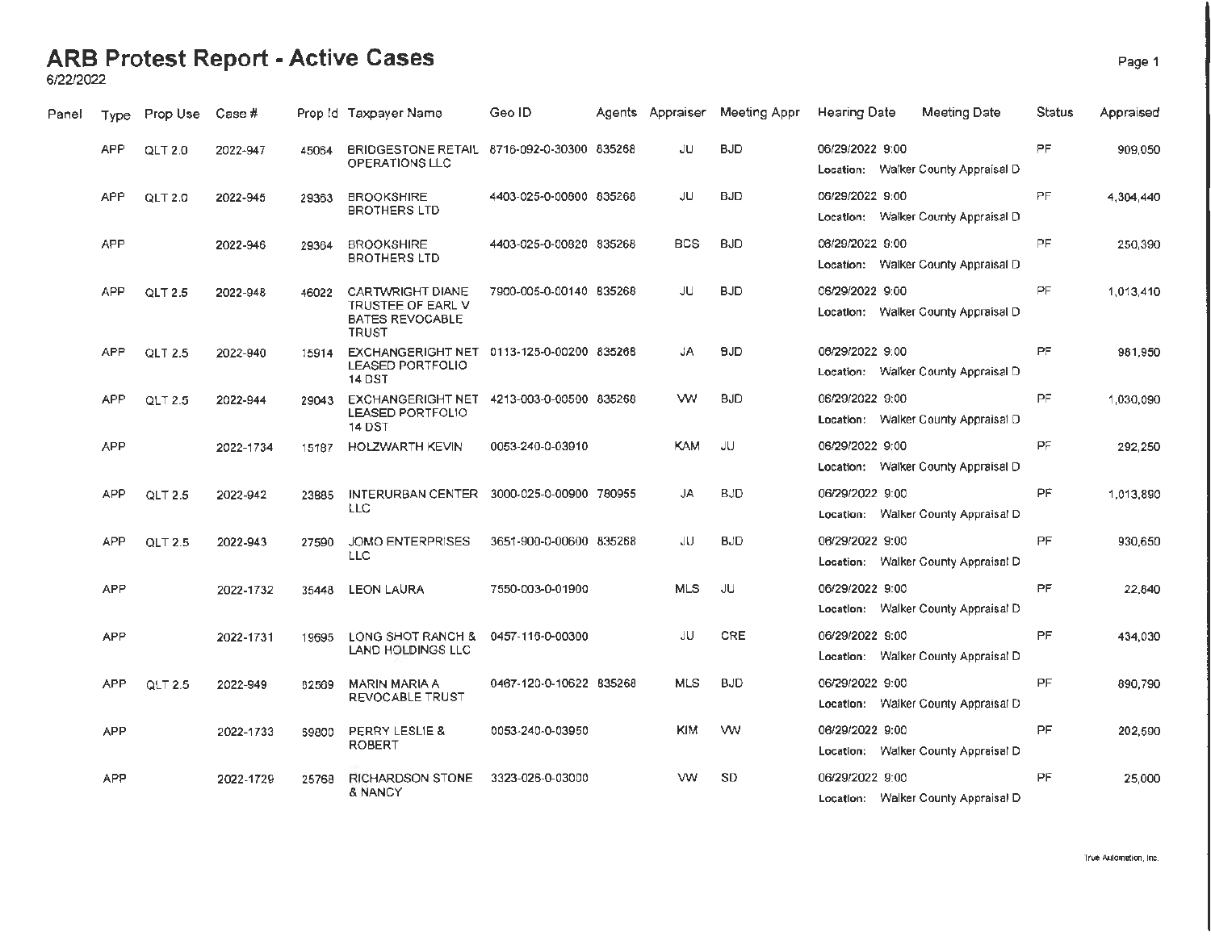# ARB Protest Report - Active Cases

6/22/2022

| Panel | Type | Prop Use | Case # | Prop Id | Taxpayer Name | Geo ID | Agents | Appraiser | Meeting Appr | Hearing Date | Meeting Date | Status | Appraised |
|---|---|---|---|---|---|---|---|---|---|---|---|---|---|
| | APP | QLT 2.0 | 2022-947 | 45064 | BRIDGESTONE RETAIL OPERATIONS LLC | 8716-092-0-30300 | 835268 | JU | BJD | 06/29/2022 9:00 Location: Walker County Appraisal D | | PF | 909,050 |
| | APP | QLT 2.0 | 2022-945 | 29363 | BROOKSHIRE BROTHERS LTD | 4403-025-0-00800 | 835268 | JU | BJD | 06/29/2022 9:00 Location: Walker County Appraisal D | | PF | 4,304,440 |
| | APP | | 2022-946 | 29364 | BROOKSHIRE BROTHERS LTD | 4403-025-0-00820 | 835268 | BCS | BJD | 06/29/2022 9:00 Location: Walker County Appraisal D | | PF | 250,390 |
| | APP | QLT 2.5 | 2022-948 | 46022 | CARTWRIGHT DIANE TRUSTEE OF EARL V BATES REVOCABLE TRUST | 7900-005-0-00140 | 835268 | JU | BJD | 06/29/2022 9:00 Location: Walker County Appraisal D | | PF | 1,013,410 |
| | APP | QLT 2.5 | 2022-940 | 15914 | EXCHANGERIGHT NET LEASED PORTFOLIO 14 DST | 0113-125-0-00200 | 835268 | JA | BJD | 06/29/2022 9:00 Location: Walker County Appraisal D | | PF | 981,950 |
| | APP | QLT 2.5 | 2022-944 | 29043 | EXCHANGERIGHT NET LEASED PORTFOLIO 14 DST | 4213-003-0-00500 | 835268 | VW | BJD | 06/29/2022 9:00 Location: Walker County Appraisal D | | PF | 1,030,090 |
| | APP | | 2022-1734 | 15187 | HOLZWARTH KEVIN | 0053-240-0-03910 | | KAM | JU | 06/29/2022 9:00 Location: Walker County Appraisal D | | PF | 292,250 |
| | APP | QLT 2.5 | 2022-942 | 23885 | INTERURBAN CENTER LLC | 3000-025-0-00900 | 780955 | JA | BJD | 06/29/2022 9:00 Location: Walker County Appraisal D | | PF | 1,013,890 |
| | APP | QLT 2.5 | 2022-943 | 27590 | JOMO ENTERPRISES LLC | 3651-900-0-00600 | 835268 | JU | BJD | 06/29/2022 9:00 Location: Walker County Appraisal D | | PF | 930,650 |
| | APP | | 2022-1732 | 35448 | LEON LAURA | 7550-003-0-01900 | | MLS | JU | 06/29/2022 9:00 Location: Walker County Appraisal D | | PF | 22,840 |
| | APP | | 2022-1731 | 19695 | LONG SHOT RANCH & LAND HOLDINGS LLC | 0457-116-0-00300 | | JU | CRE | 06/29/2022 9:00 Location: Walker County Appraisal D | | PF | 434,030 |
| | APP | QLT 2.5 | 2022-949 | 62569 | MARIN MARIA A REVOCABLE TRUST | 0467-120-0-10622 | 835268 | MLS | BJD | 06/29/2022 9:00 Location: Walker County Appraisal D | | PF | 890,790 |
| | APP | | 2022-1733 | 69800 | PERRY LESLIE & ROBERT | 0053-240-0-03950 | | KIM | VW | 06/29/2022 9:00 Location: Walker County Appraisal D | | PF | 202,590 |
| | APP | | 2022-1729 | 25768 | RICHARDSON STONE & NANCY | 3323-026-0-03000 | | VW | SD | 06/29/2022 9:00 Location: Walker County Appraisal D | | PF | 25,000 |

True Automation, Inc.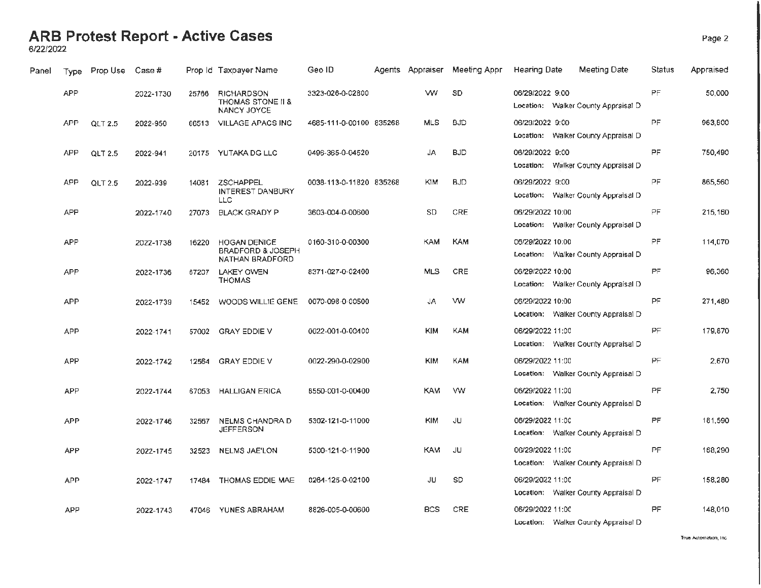# ARB Protest Report - Active Cases

6/22/2022

| Panel | Type | Prop Use | Case # | Prop Id | Taxpayer Name | Geo ID | Agents | Appraiser | Meeting Appr | Hearing Date | Meeting Date | Status | Appraised |
|---|---|---|---|---|---|---|---|---|---|---|---|---|---|
| | APP | | 2022-1730 | 25766 | RICHARDSON THOMAS STONE II & NANCY JOYCE | 3323-026-0-02800 | | VW | SD | 06/29/2022 9:00 Location: Walker County Appraisal D | | PF | 50,000 |
| | APP | QLT 2.5 | 2022-950 | 66513 | VILLAGE APACS INC | 4685-111-0-00100 | 835268 | MLS | BJD | 06/29/2022 9:00 Location: Walker County Appraisal D | | PF | 963,600 |
| | APP | QLT 2.5 | 2022-941 | 20175 | YUTAKA DG LLC | 0496-365-0-04520 | | JA | BJD | 06/29/2022 9:00 Location: Walker County Appraisal D | | PF | 750,490 |
| | APP | QLT 2.5 | 2022-939 | 14081 | ZSCHAPPEL INTEREST DANBURY LLC | 0038-113-0-11820 | 835268 | KIM | BJD | 06/29/2022 9:00 Location: Walker County Appraisal D | | PF | 865,560 |
| | APP | | 2022-1740 | 27073 | BLACK GRADY P | 3603-004-0-00600 | | SD | CRE | 06/29/2022 10:00 Location: Walker County Appraisal D | | PF | 215,160 |
| | APP | | 2022-1738 | 16220 | HOGAN DENICE BRADFORD & JOSEPH NATHAN BRADFORD | 0160-310-0-00300 | | KAM | KAM | 06/29/2022 10:00 Location: Walker County Appraisal D | | PF | 114,070 |
| | APP | | 2022-1736 | 67207 | LAKEY OWEN THOMAS | 8371-027-0-02400 | | MLS | CRE | 06/29/2022 10:00 Location: Walker County Appraisal D | | PF | 96,360 |
| | APP | | 2022-1739 | 15452 | WOODS WILLIE GENE | 0070-098-0-00500 | | JA | VW | 06/29/2022 10:00 Location: Walker County Appraisal D | | PF | 271,480 |
| | APP | | 2022-1741 | 57002 | GRAY EDDIE V | 0022-001-0-00400 | | KIM | KAM | 06/29/2022 11:00 Location: Walker County Appraisal D | | PF | 179,870 |
| | APP | | 2022-1742 | 12564 | GRAY EDDIE V | 0022-290-0-02900 | | KIM | KAM | 06/29/2022 11:00 Location: Walker County Appraisal D | | PF | 2,670 |
| | APP | | 2022-1744 | 67053 | HALLIGAN ERICA | 8550-001-0-00400 | | KAM | VW | 06/29/2022 11:00 Location: Walker County Appraisal D | | PF | 2,750 |
| | APP | | 2022-1746 | 32567 | NELMS CHANDRA D JEFFERSON | 5302-121-0-11000 | | KIM | JU | 06/29/2022 11:00 Location: Walker County Appraisal D | | PF | 181,590 |
| | APP | | 2022-1745 | 32523 | NELMS JAE'LON | 5300-121-0-11900 | | KAM | JU | 06/29/2022 11:00 Location: Walker County Appraisal D | | PF | 168,290 |
| | APP | | 2022-1747 | 17484 | THOMAS EDDIE MAE | 0264-125-0-02100 | | JU | SD | 06/29/2022 11:00 Location: Walker County Appraisal D | | PF | 158,280 |
| | APP | | 2022-1743 | 47046 | YUNES ABRAHAM | 8826-005-0-00600 | | BCS | CRE | 06/29/2022 11:00 Location: Walker County Appraisal D | | PF | 148,010 |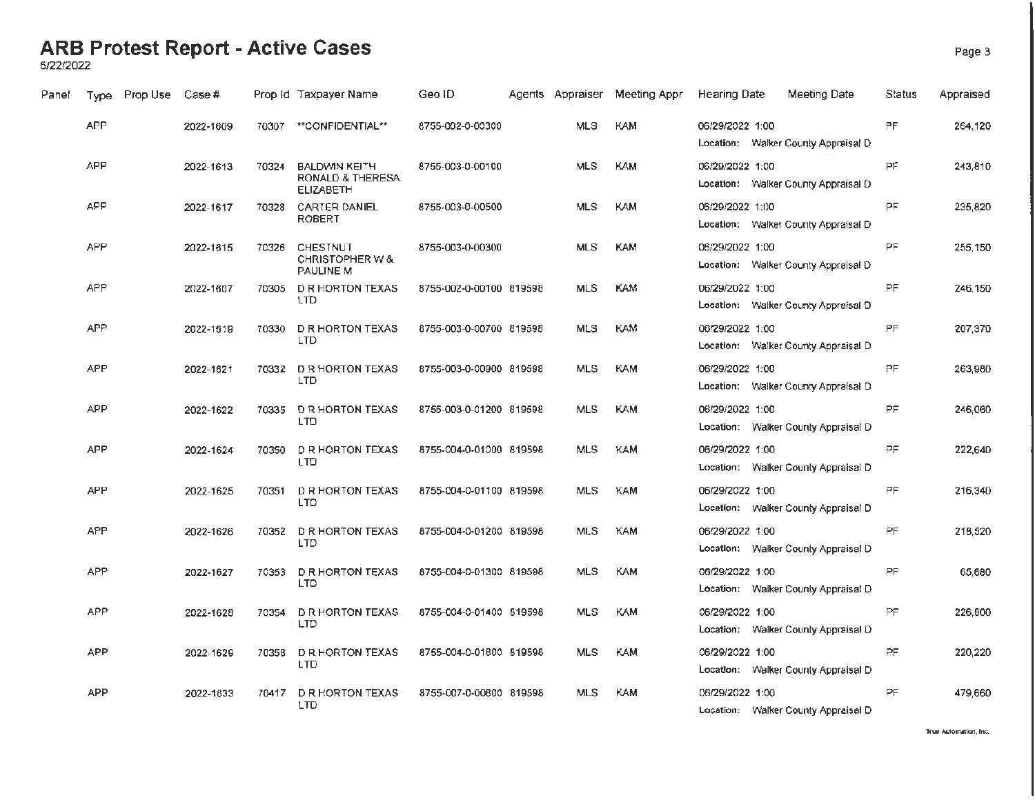# ARB Protest Report - Active Cases

6/22/2022

| Panel | Type | Prop Use | Case # | Prop Id | Taxpayer Name | Geo ID | Agents | Appraiser | Meeting Appr | Hearing Date | Meeting Date | Status | Appraised |
|---|---|---|---|---|---|---|---|---|---|---|---|---|---|
| | APP | | 2022-1609 | 70307 | **CONFIDENTIAL** | 8755-002-0-00300 | | MLS | KAM | 06/29/2022 1:00<br>Location: Walker County Appraisal D | | PF | 264,120 |
| | APP | | 2022-1613 | 70324 | BALDWIN KEITH RONALD & THERESA ELIZABETH | 8755-003-0-00100 | | MLS | KAM | 06/29/2022 1:00<br>Location: Walker County Appraisal D | | PF | 243,810 |
| | APP | | 2022-1617 | 70328 | CARTER DANIEL ROBERT | 8755-003-0-00500 | | MLS | KAM | 06/29/2022 1:00<br>Location: Walker County Appraisal D | | PF | 235,820 |
| | APP | | 2022-1615 | 70326 | CHESTNUT CHRISTOPHER W & PAULINE M | 8755-003-0-00300 | | MLS | KAM | 06/29/2022 1:00<br>Location: Walker County Appraisal D | | PF | 255,150 |
| | APP | | 2022-1607 | 70305 | D R HORTON TEXAS LTD | 8755-002-0-00100 | 819598 | MLS | KAM | 06/29/2022 1:00<br>Location: Walker County Appraisal D | | PF | 246,150 |
| | APP | | 2022-1619 | 70330 | D R HORTON TEXAS LTD | 8755-003-0-00700 | 819598 | MLS | KAM | 06/29/2022 1:00<br>Location: Walker County Appraisal D | | PF | 207,370 |
| | APP | | 2022-1621 | 70332 | D R HORTON TEXAS LTD | 8755-003-0-00900 | 819598 | MLS | KAM | 06/29/2022 1:00<br>Location: Walker County Appraisal D | | PF | 263,980 |
| | APP | | 2022-1622 | 70335 | D R HORTON TEXAS LTD | 8755-003-0-01200 | 819598 | MLS | KAM | 06/29/2022 1:00<br>Location: Walker County Appraisal D | | PF | 246,060 |
| | APP | | 2022-1624 | 70350 | D R HORTON TEXAS LTD | 8755-004-0-01000 | 819598 | MLS | KAM | 06/29/2022 1:00<br>Location: Walker County Appraisal D | | PF | 222,640 |
| | APP | | 2022-1625 | 70351 | D R HORTON TEXAS LTD | 8755-004-0-01100 | 819598 | MLS | KAM | 06/29/2022 1:00<br>Location: Walker County Appraisal D | | PF | 216,340 |
| | APP | | 2022-1626 | 70352 | D R HORTON TEXAS LTD | 8755-004-0-01200 | 819598 | MLS | KAM | 06/29/2022 1:00<br>Location: Walker County Appraisal D | | PF | 218,520 |
| | APP | | 2022-1627 | 70353 | D R HORTON TEXAS LTD | 8755-004-0-01300 | 819598 | MLS | KAM | 06/29/2022 1:00<br>Location: Walker County Appraisal D | | PF | 65,680 |
| | APP | | 2022-1628 | 70354 | D R HORTON TEXAS LTD | 8755-004-0-01400 | 819598 | MLS | KAM | 06/29/2022 1:00<br>Location: Walker County Appraisal D | | PF | 226,600 |
| | APP | | 2022-1629 | 70358 | D R HORTON TEXAS LTD | 8755-004-0-01800 | 819598 | MLS | KAM | 06/29/2022 1:00<br>Location: Walker County Appraisal D | | PF | 220,220 |
| | APP | | 2022-1633 | 70417 | D R HORTON TEXAS LTD | 8755-007-0-00800 | 819598 | MLS | KAM | 06/29/2022 1:00<br>Location: Walker County Appraisal D | | PF | 479,660 |

True Automation, Inc.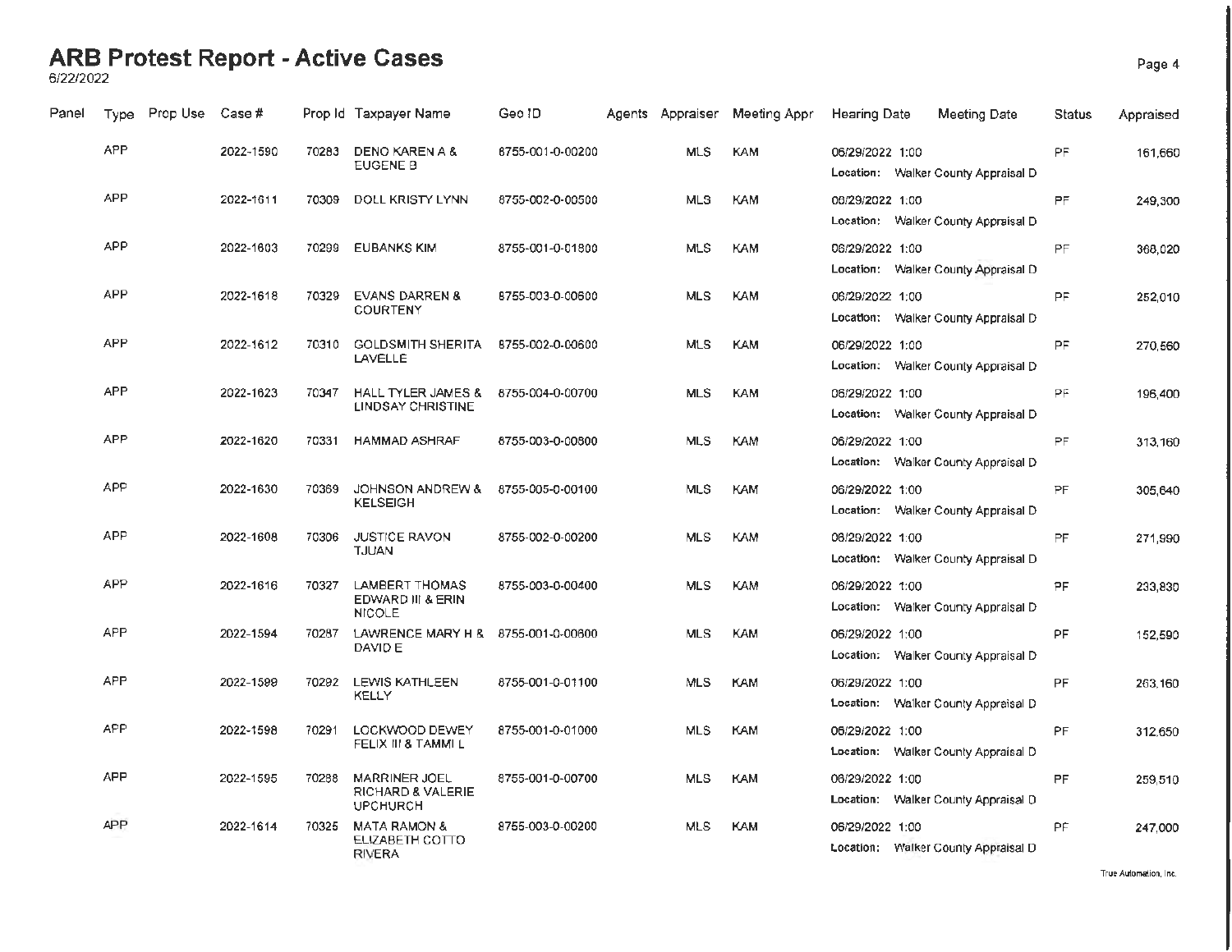# ARB Protest Report - Active Cases

6/22/2022

| Panel | Type | Prop Use | Case # | Prop Id | Taxpayer Name | Geo ID | Agents | Appraiser | Meeting Appr | Hearing Date | Meeting Date | Status | Appraised |
|---|---|---|---|---|---|---|---|---|---|---|---|---|---|
| | APP | | 2022-1590 | 70283 | DENO KAREN A & EUGENE B | 8755-001-0-00200 | | MLS | KAM | 06/29/2022 1:00 Location: Walker County Appraisal D | | PF | 161,660 |
| | APP | | 2022-1611 | 70309 | DOLL KRISTY LYNN | 8755-002-0-00500 | | MLS | KAM | 06/29/2022 1:00 Location: Walker County Appraisal D | | PF | 249,300 |
| | APP | | 2022-1603 | 70299 | EUBANKS KIM | 8755-001-0-01800 | | MLS | KAM | 06/29/2022 1:00 Location: Walker County Appraisal D | | PF | 368,020 |
| | APP | | 2022-1618 | 70329 | EVANS DARREN & COURTENY | 8755-003-0-00600 | | MLS | KAM | 06/29/2022 1:00 Location: Walker County Appraisal D | | PF | 252,010 |
| | APP | | 2022-1612 | 70310 | GOLDSMITH SHERITA LAVELLE | 8755-002-0-00600 | | MLS | KAM | 06/29/2022 1:00 Location: Walker County Appraisal D | | PF | 270,560 |
| | APP | | 2022-1623 | 70347 | HALL TYLER JAMES & LINDSAY CHRISTINE | 8755-004-0-00700 | | MLS | KAM | 06/29/2022 1:00 Location: Walker County Appraisal D | | PF | 196,400 |
| | APP | | 2022-1620 | 70331 | HAMMAD ASHRAF | 8755-003-0-00800 | | MLS | KAM | 06/29/2022 1:00 Location: Walker County Appraisal D | | PF | 313,160 |
| | APP | | 2022-1630 | 70369 | JOHNSON ANDREW & KELSEIGH | 8755-005-0-00100 | | MLS | KAM | 06/29/2022 1:00 Location: Walker County Appraisal D | | PF | 305,640 |
| | APP | | 2022-1608 | 70306 | JUSTICE RAVON TJUAN | 8755-002-0-00200 | | MLS | KAM | 06/29/2022 1:00 Location: Walker County Appraisal D | | PF | 271,990 |
| | APP | | 2022-1616 | 70327 | LAMBERT THOMAS EDWARD III & ERIN NICOLE | 8755-003-0-00400 | | MLS | KAM | 06/29/2022 1:00 Location: Walker County Appraisal D | | PF | 233,830 |
| | APP | | 2022-1594 | 70287 | LAWRENCE MARY H & DAVID E | 8755-001-0-00600 | | MLS | KAM | 06/29/2022 1:00 Location: Walker County Appraisal D | | PF | 152,590 |
| | APP | | 2022-1599 | 70292 | LEWIS KATHLEEN KELLY | 8755-001-0-01100 | | MLS | KAM | 06/29/2022 1:00 Location: Walker County Appraisal D | | PF | 263,160 |
| | APP | | 2022-1598 | 70291 | LOCKWOOD DEWEY FELIX III & TAMMI L | 8755-001-0-01000 | | MLS | KAM | 06/29/2022 1:00 Location: Walker County Appraisal D | | PF | 312,650 |
| | APP | | 2022-1595 | 70288 | MARRINER JOEL RICHARD & VALERIE UPCHURCH | 8755-001-0-00700 | | MLS | KAM | 06/29/2022 1:00 Location: Walker County Appraisal D | | PF | 259,510 |
| | APP | | 2022-1614 | 70325 | MATA RAMON & ELIZABETH COTTO RIVERA | 8755-003-0-00200 | | MLS | KAM | 06/29/2022 1:00 Location: Walker County Appraisal D | | PF | 247,000 |

True Automation, Inc.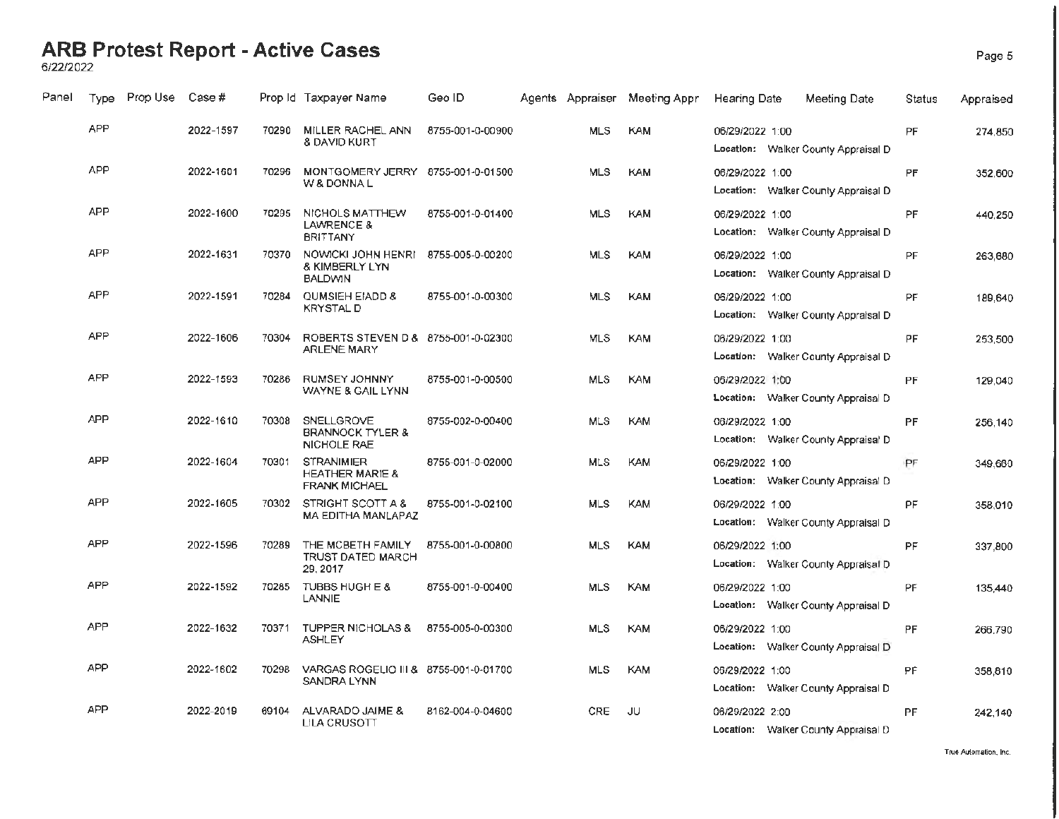# ARB Protest Report - Active Cases

6/22/2022

| Panel | Type | Prop Use | Case # | Prop Id | Taxpayer Name | Geo ID | Agents | Appraiser | Meeting Appr | Hearing Date | Meeting Date | Status | Appraised |
|---|---|---|---|---|---|---|---|---|---|---|---|---|---|
| | APP | | 2022-1597 | 70290 | MILLER RACHEL ANN & DAVID KURT | 8755-001-0-00900 | | MLS | KAM | 06/29/2022 1:00 Location: Walker County Appraisal D | | PF | 274,850 |
| | APP | | 2022-1601 | 70296 | MONTGOMERY JERRY W & DONNA L | 8755-001-0-01500 | | MLS | KAM | 06/29/2022 1:00 Location: Walker County Appraisal D | | PF | 352,600 |
| | APP | | 2022-1600 | 70295 | NICHOLS MATTHEW LAWRENCE & BRITTANY | 8755-001-0-01400 | | MLS | KAM | 06/29/2022 1:00 Location: Walker County Appraisal D | | PF | 440,250 |
| | APP | | 2022-1631 | 70370 | NOWICKI JOHN HENRI & KIMBERLY LYN BALDWIN | 8755-005-0-00200 | | MLS | KAM | 06/29/2022 1:00 Location: Walker County Appraisal D | | PF | 263,680 |
| | APP | | 2022-1591 | 70284 | QUMSIEH EIADD & KRYSTAL D | 8755-001-0-00300 | | MLS | KAM | 06/29/2022 1:00 Location: Walker County Appraisal D | | PF | 189,640 |
| | APP | | 2022-1606 | 70304 | ROBERTS STEVEN D & ARLENE MARY | 8755-001-0-02300 | | MLS | KAM | 06/29/2022 1:00 Location: Walker County Appraisal D | | PF | 253,500 |
| | APP | | 2022-1593 | 70286 | RUMSEY JOHNNY WAYNE & GAIL LYNN | 8755-001-0-00500 | | MLS | KAM | 06/29/2022 1:00 Location: Walker County Appraisal D | | PF | 129,040 |
| | APP | | 2022-1610 | 70308 | SNELLGROVE BRANNOCK TYLER & NICHOLE RAE | 8755-002-0-00400 | | MLS | KAM | 06/29/2022 1:00 Location: Walker County Appraisal D | | PF | 256,140 |
| | APP | | 2022-1604 | 70301 | STRANIMIER HEATHER MARIE & FRANK MICHAEL | 8755-001-0-02000 | | MLS | KAM | 06/29/2022 1:00 Location: Walker County Appraisal D | | PF | 349,660 |
| | APP | | 2022-1605 | 70302 | STRIGHT SCOTT A & MA EDITHA MANLAPAZ | 8755-001-0-02100 | | MLS | KAM | 06/29/2022 1:00 Location: Walker County Appraisal D | | PF | 358,010 |
| | APP | | 2022-1596 | 70289 | THE MCBETH FAMILY TRUST DATED MARCH 29, 2017 | 8755-001-0-00800 | | MLS | KAM | 06/29/2022 1:00 Location: Walker County Appraisal D | | PF | 337,800 |
| | APP | | 2022-1592 | 70285 | TUBBS HUGH E & LANNIE | 8755-001-0-00400 | | MLS | KAM | 06/29/2022 1:00 Location: Walker County Appraisal D | | PF | 135,440 |
| | APP | | 2022-1632 | 70371 | TUPPER NICHOLAS & ASHLEY | 8755-005-0-00300 | | MLS | KAM | 06/29/2022 1:00 Location: Walker County Appraisal D | | PF | 266,790 |
| | APP | | 2022-1602 | 70298 | VARGAS ROGELIO III & SANDRA LYNN | 8755-001-0-01700 | | MLS | KAM | 06/29/2022 1:00 Location: Walker County Appraisal D | | PF | 358,610 |
| | APP | | 2022-2019 | 69104 | ALVARADO JAIME & LILA CRUSOTT | 8162-004-0-04600 | | CRE | JU | 06/29/2022 2:00 Location: Walker County Appraisal D | | PF | 242,140 |

True Automation, Inc.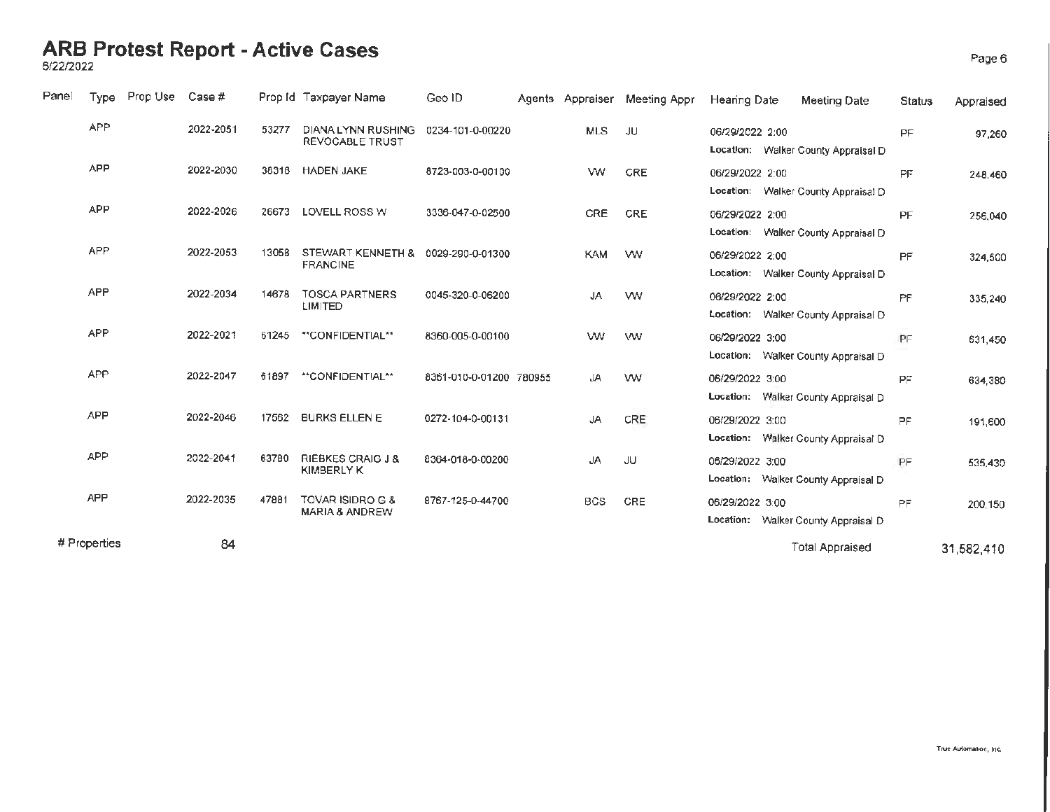# ARB Protest Report - Active Cases

6/22/2022

| Panel | Type | Prop Use | Case # | Prop Id | Taxpayer Name | Geo ID | Agents | Appraiser | Meeting Appr | Hearing Date | Meeting Date | Status | Appraised |
|---|---|---|---|---|---|---|---|---|---|---|---|---|---|
| | APP | | 2022-2051 | 53277 | DIANA LYNN RUSHING REVOCABLE TRUST | 0234-101-0-00220 | | MLS | JU | 06/29/2022 2:00 Location: Walker County Appraisal D | | PF | 97,260 |
| | APP | | 2022-2030 | 36316 | HADEN JAKE | 8723-003-0-00100 | | VW | CRE | 06/29/2022 2:00 Location: Walker County Appraisal D | | PF | 248,460 |
| | APP | | 2022-2026 | 26673 | LOVELL ROSS W | 3336-047-0-02500 | | CRE | CRE | 06/29/2022 2:00 Location: Walker County Appraisal D | | PF | 256,040 |
| | APP | | 2022-2053 | 13058 | STEWART KENNETH & FRANCINE | 0029-280-0-01300 | | KAM | VW | 06/29/2022 2:00 Location: Walker County Appraisal D | | PF | 324,500 |
| | APP | | 2022-2034 | 14678 | TOSCA PARTNERS LIMITED | 0045-320-0-06200 | | JA | VW | 06/29/2022 2:00 Location: Walker County Appraisal D | | PF | 335,240 |
| | APP | | 2022-2021 | 61245 | **CONFIDENTIAL** | 8360-005-0-00100 | | VW | VW | 06/29/2022 3:00 Location: Walker County Appraisal D | | PF | 631,450 |
| | APP | | 2022-2047 | 61897 | **CONFIDENTIAL** | 8361-010-0-01200 | 780955 | JA | VW | 06/29/2022 3:00 Location: Walker County Appraisal D | | PF | 634,380 |
| | APP | | 2022-2046 | 17562 | BURKS ELLEN E | 0272-104-0-00131 | | JA | CRE | 06/29/2022 3:00 Location: Walker County Appraisal D | | PF | 191,600 |
| | APP | | 2022-2041 | 63780 | RIEBKES CRAIG J & KIMBERLY K | 8364-018-0-00200 | | JA | JU | 06/29/2022 3:00 Location: Walker County Appraisal D | | PF | 535,430 |
| | APP | | 2022-2035 | 47881 | TOVAR ISIDRO G & MARIA & ANDREW | 8767-125-0-44700 | | BCS | CRE | 06/29/2022 3:00 Location: Walker County Appraisal D | | PF | 200,150 |

# Properties 84

Total Appraised 31,582,410

True Automation, Inc.